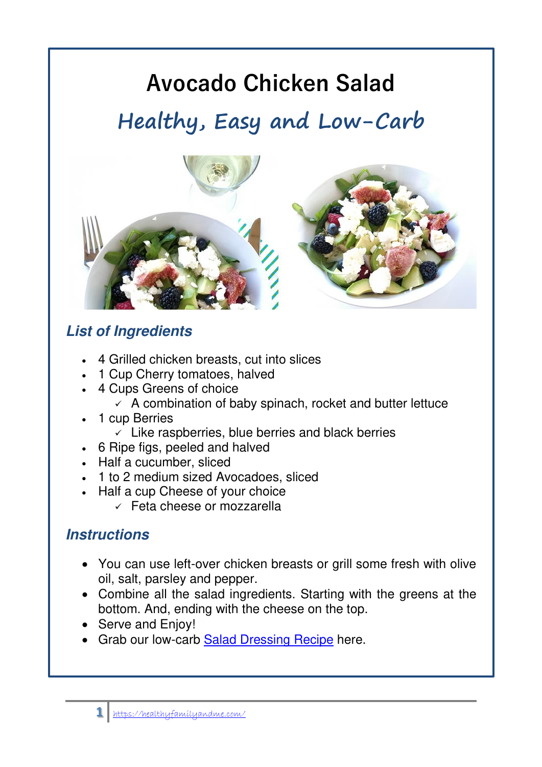# Avocado Chicken Salad

## *Healthy, Easy and Low-Carb*

### *List of Ingredients*

- 4 Grilled chicken breasts, cut into slices
- 1 Cup Cherry tomatoes, halved
- 4 Cups Greens of choice
  - ✓ A combination of baby spinach, rocket and butter lettuce
- 1 cup Berries
  - ✓ Like raspberries, blue berries and black berries
- 6 Ripe figs, peeled and halved
- Half a cucumber, sliced
- 1 to 2 medium sized Avocadoes, sliced
- Half a cup Cheese of your choice
  - ✓ Feta cheese or mozzarella

### *Instructions*

- You can use left-over chicken breasts or grill some fresh with olive oil, salt, parsley and pepper.
- Combine all the salad ingredients. Starting with the greens at the bottom. And, ending with the cheese on the top.
- Serve and Enjoy!
- Grab our low-carb Salad Dressing Recipe here.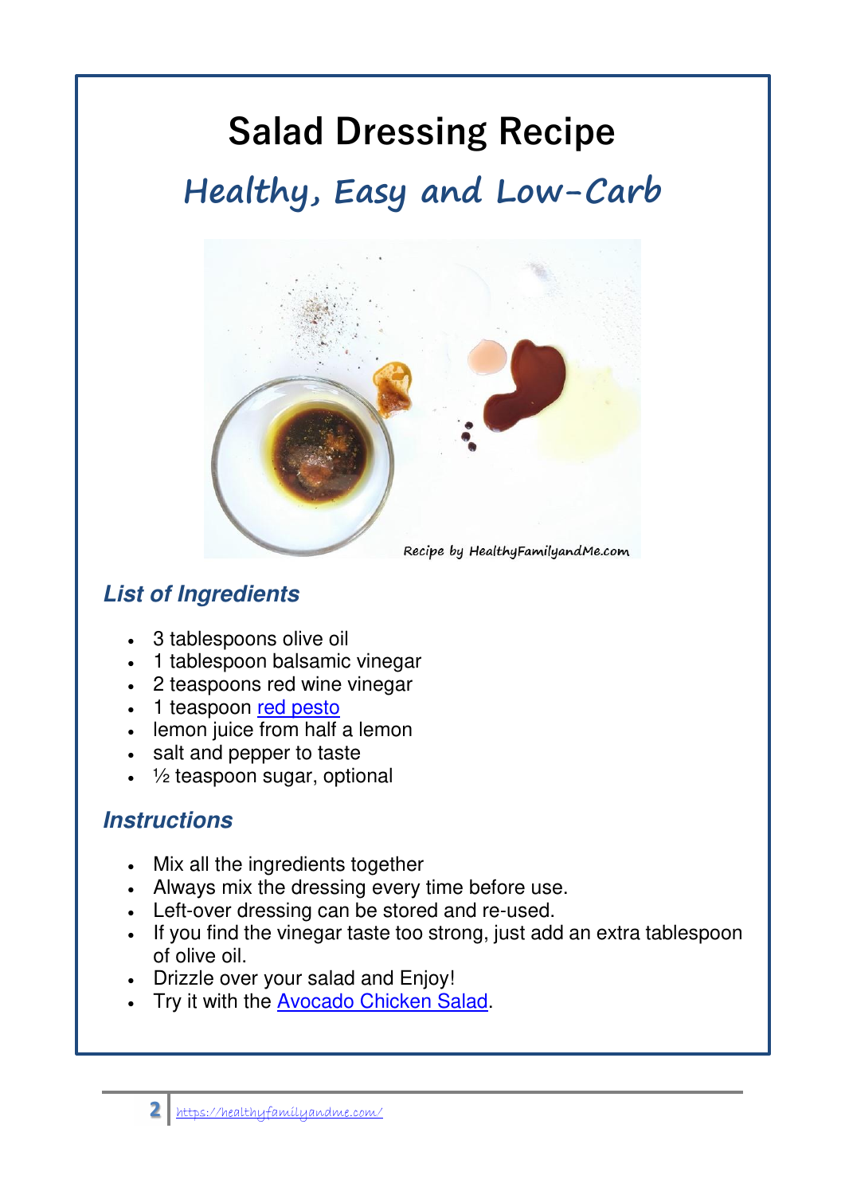# Salad Dressing Recipe

## *Healthy, Easy and Low-Carb*

### *List of Ingredients*

- 3 tablespoons olive oil
- 1 tablespoon balsamic vinegar
- 2 teaspoons red wine vinegar
- 1 teaspoon red pesto
- lemon juice from half a lemon
- salt and pepper to taste
- ½ teaspoon sugar, optional

### *Instructions*

- Mix all the ingredients together
- Always mix the dressing every time before use.
- Left-over dressing can be stored and re-used.
- If you find the vinegar taste too strong, just add an extra tablespoon of olive oil.
- Drizzle over your salad and Enjoy!
- Try it with the Avocado Chicken Salad.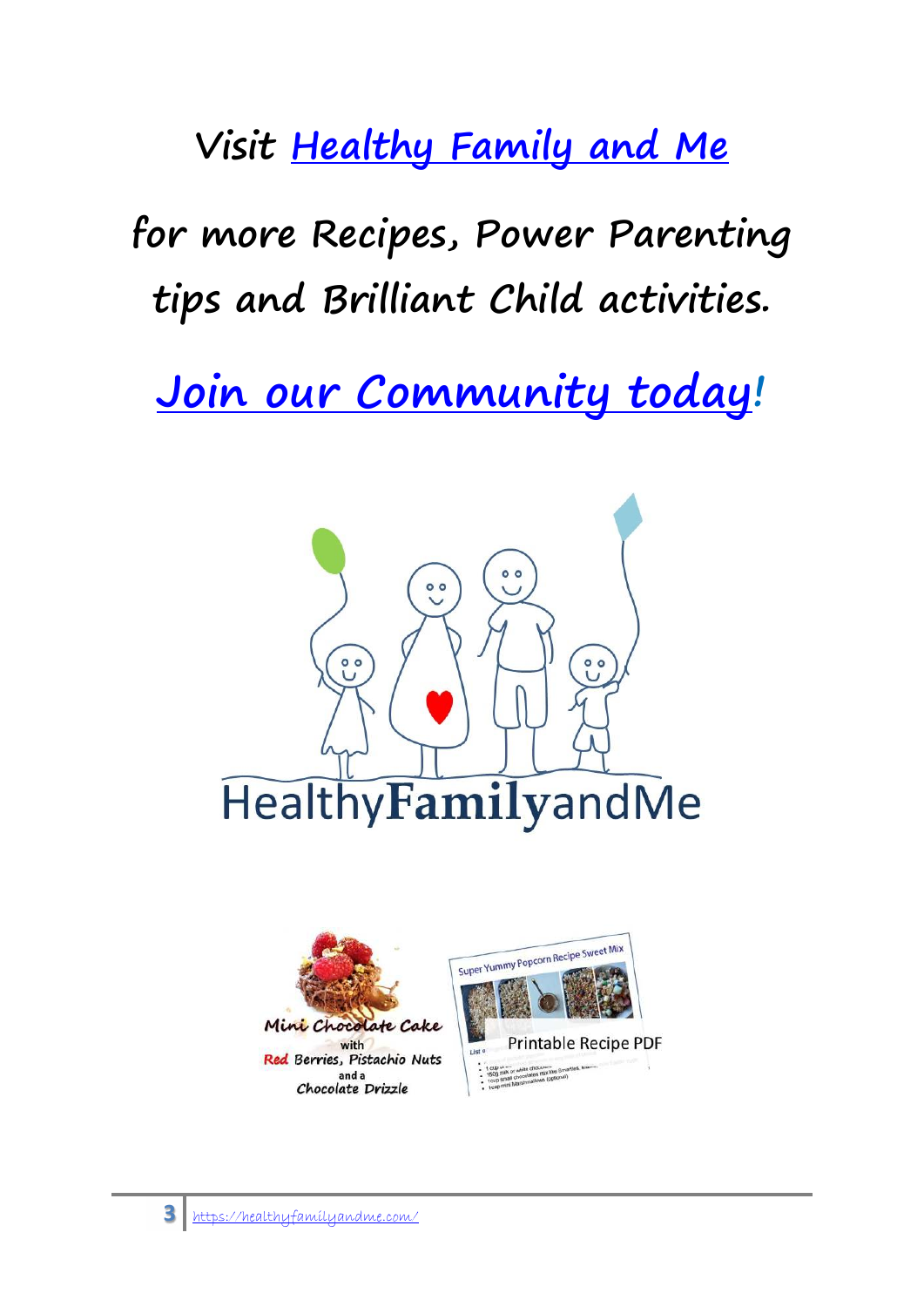Visit Healthy Family and Me

for more Recipes, Power Parenting tips and Brilliant Child activities.

Join our Community today!

HealthyFamilyandMe

Mini Chocolate Cake with Red Berries, Pistachio Nuts and a Chocolate Drizzle

Super Yummy Popcorn Recipe Sweet Mix

Printable Recipe PDF